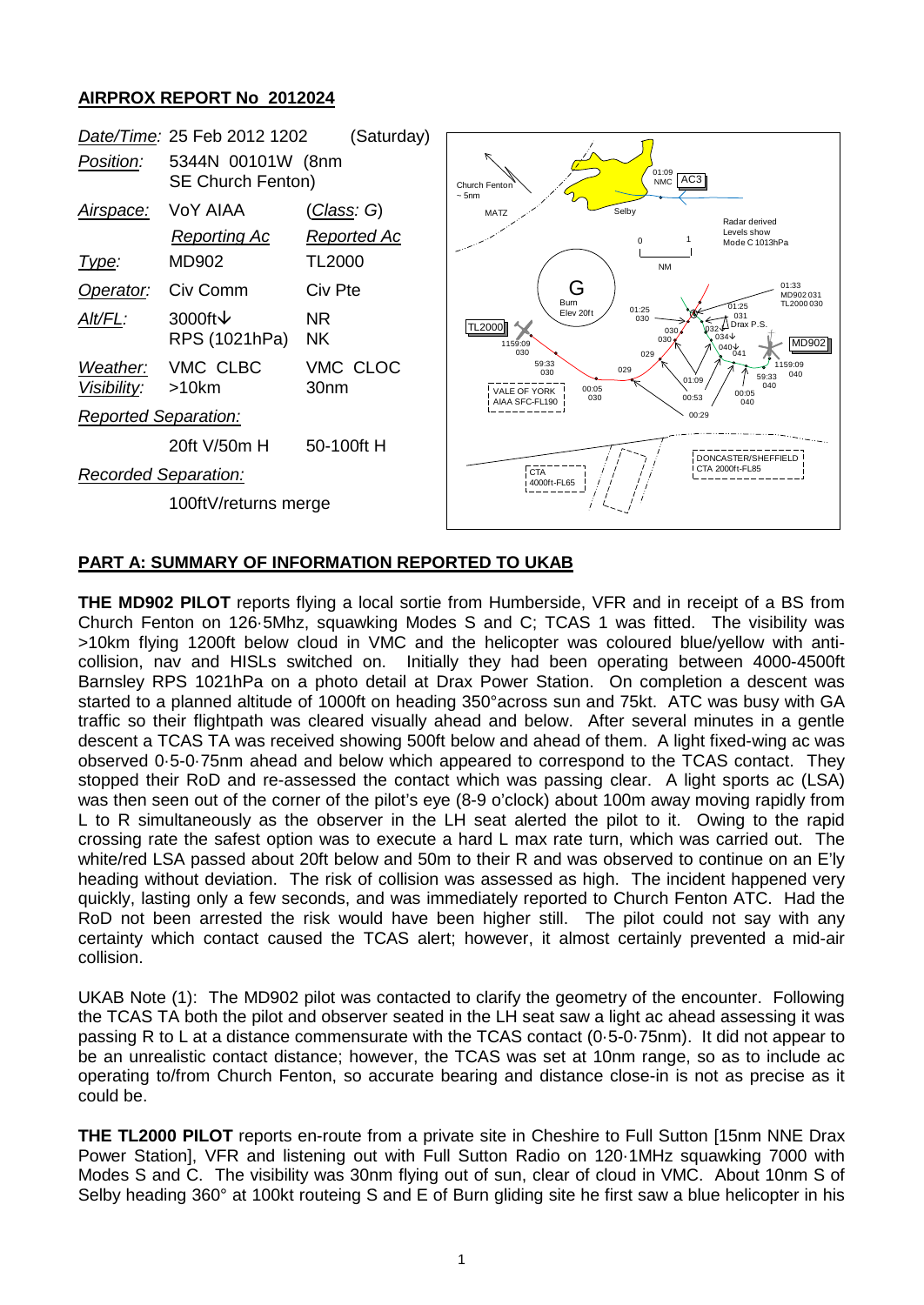## AIRPROX REPORT No 2012024

| | | |
|---|---|---|
| *Date/Time:* | 25 Feb 2012 1202 | (Saturday) |
| *Position:* | 5344N 00101W (8nm SE Church Fenton) | |
| *Airspace:* | VoY AIAA | (*Class:* G) |
| | *Reporting Ac* | *Reported Ac* |
| *Type:* | MD902 | TL2000 |
| *Operator:* | Civ Comm | Civ Pte |
| *Alt/FL:* | 3000ft↓ RPS (1021hPa) | NR NK |
| *Weather:* | VMC CLBC | VMC CLOC |
| *Visibility:* | >10km | 30nm |
| *Reported Separation:* | | |
| | 20ft V/50m H | 50-100ft H |
| *Recorded Separation:* | | |
| | 100ftV/returns merge | |

### PART A: SUMMARY OF INFORMATION REPORTED TO UKAB

**THE MD902 PILOT** reports flying a local sortie from Humberside, VFR and in receipt of a BS from Church Fenton on 126·5Mhz, squawking Modes S and C; TCAS 1 was fitted. The visibility was >10km flying 1200ft below cloud in VMC and the helicopter was coloured blue/yellow with anti-collision, nav and HISLs switched on. Initially they had been operating between 4000-4500ft Barnsley RPS 1021hPa on a photo detail at Drax Power Station. On completion a descent was started to a planned altitude of 1000ft on heading 350°across sun and 75kt. ATC was busy with GA traffic so their flightpath was cleared visually ahead and below. After several minutes in a gentle descent a TCAS TA was received showing 500ft below and ahead of them. A light fixed-wing ac was observed 0·5-0·75nm ahead and below which appeared to correspond to the TCAS contact. They stopped their RoD and re-assessed the contact which was passing clear. A light sports ac (LSA) was then seen out of the corner of the pilot's eye (8-9 o'clock) about 100m away moving rapidly from L to R simultaneously as the observer in the LH seat alerted the pilot to it. Owing to the rapid crossing rate the safest option was to execute a hard L max rate turn, which was carried out. The white/red LSA passed about 20ft below and 50m to their R and was observed to continue on an E'ly heading without deviation. The risk of collision was assessed as high. The incident happened very quickly, lasting only a few seconds, and was immediately reported to Church Fenton ATC. Had the RoD not been arrested the risk would have been higher still. The pilot could not say with any certainty which contact caused the TCAS alert; however, it almost certainly prevented a mid-air collision.

UKAB Note (1): The MD902 pilot was contacted to clarify the geometry of the encounter. Following the TCAS TA both the pilot and observer seated in the LH seat saw a light ac ahead assessing it was passing R to L at a distance commensurate with the TCAS contact (0·5-0·75nm). It did not appear to be an unrealistic contact distance; however, the TCAS was set at 10nm range, so as to include ac operating to/from Church Fenton, so accurate bearing and distance close-in is not as precise as it could be.

**THE TL2000 PILOT** reports en-route from a private site in Cheshire to Full Sutton [15nm NNE Drax Power Station], VFR and listening out with Full Sutton Radio on 120·1MHz squawking 7000 with Modes S and C. The visibility was 30nm flying out of sun, clear of cloud in VMC. About 10nm S of Selby heading 360° at 100kt routeing S and E of Burn gliding site he first saw a blue helicopter in his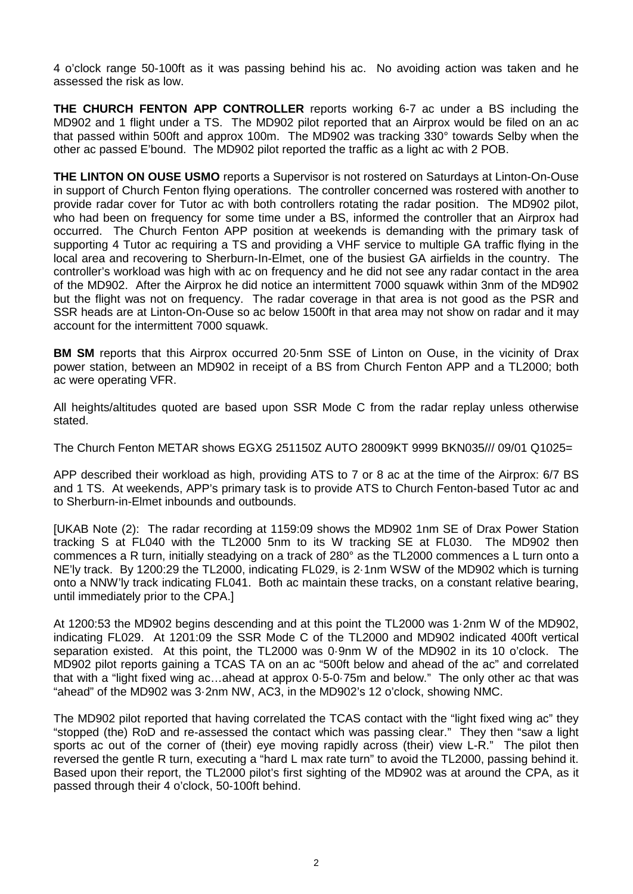4 o'clock range 50-100ft as it was passing behind his ac. No avoiding action was taken and he assessed the risk as low.

**THE CHURCH FENTON APP CONTROLLER** reports working 6-7 ac under a BS including the MD902 and 1 flight under a TS. The MD902 pilot reported that an Airprox would be filed on an ac that passed within 500ft and approx 100m. The MD902 was tracking 330° towards Selby when the other ac passed E'bound. The MD902 pilot reported the traffic as a light ac with 2 POB.

**THE LINTON ON OUSE USMO** reports a Supervisor is not rostered on Saturdays at Linton-On-Ouse in support of Church Fenton flying operations. The controller concerned was rostered with another to provide radar cover for Tutor ac with both controllers rotating the radar position. The MD902 pilot, who had been on frequency for some time under a BS, informed the controller that an Airprox had occurred. The Church Fenton APP position at weekends is demanding with the primary task of supporting 4 Tutor ac requiring a TS and providing a VHF service to multiple GA traffic flying in the local area and recovering to Sherburn-In-Elmet, one of the busiest GA airfields in the country. The controller's workload was high with ac on frequency and he did not see any radar contact in the area of the MD902. After the Airprox he did notice an intermittent 7000 squawk within 3nm of the MD902 but the flight was not on frequency. The radar coverage in that area is not good as the PSR and SSR heads are at Linton-On-Ouse so ac below 1500ft in that area may not show on radar and it may account for the intermittent 7000 squawk.

**BM SM** reports that this Airprox occurred 20·5nm SSE of Linton on Ouse, in the vicinity of Drax power station, between an MD902 in receipt of a BS from Church Fenton APP and a TL2000; both ac were operating VFR.

All heights/altitudes quoted are based upon SSR Mode C from the radar replay unless otherwise stated.

The Church Fenton METAR shows EGXG 251150Z AUTO 28009KT 9999 BKN035/// 09/01 Q1025=

APP described their workload as high, providing ATS to 7 or 8 ac at the time of the Airprox: 6/7 BS and 1 TS. At weekends, APP's primary task is to provide ATS to Church Fenton-based Tutor ac and to Sherburn-in-Elmet inbounds and outbounds.

[UKAB Note (2): The radar recording at 1159:09 shows the MD902 1nm SE of Drax Power Station tracking S at FL040 with the TL2000 5nm to its W tracking SE at FL030. The MD902 then commences a R turn, initially steadying on a track of 280° as the TL2000 commences a L turn onto a NE'ly track. By 1200:29 the TL2000, indicating FL029, is 2·1nm WSW of the MD902 which is turning onto a NNW'ly track indicating FL041. Both ac maintain these tracks, on a constant relative bearing, until immediately prior to the CPA.]

At 1200:53 the MD902 begins descending and at this point the TL2000 was 1·2nm W of the MD902, indicating FL029. At 1201:09 the SSR Mode C of the TL2000 and MD902 indicated 400ft vertical separation existed. At this point, the TL2000 was 0·9nm W of the MD902 in its 10 o'clock. The MD902 pilot reports gaining a TCAS TA on an ac "500ft below and ahead of the ac" and correlated that with a "light fixed wing ac…ahead at approx 0·5-0·75m and below." The only other ac that was "ahead" of the MD902 was 3·2nm NW, AC3, in the MD902's 12 o'clock, showing NMC.

The MD902 pilot reported that having correlated the TCAS contact with the "light fixed wing ac" they "stopped (the) RoD and re-assessed the contact which was passing clear." They then "saw a light sports ac out of the corner of (their) eye moving rapidly across (their) view L-R." The pilot then reversed the gentle R turn, executing a "hard L max rate turn" to avoid the TL2000, passing behind it. Based upon their report, the TL2000 pilot's first sighting of the MD902 was at around the CPA, as it passed through their 4 o'clock, 50-100ft behind.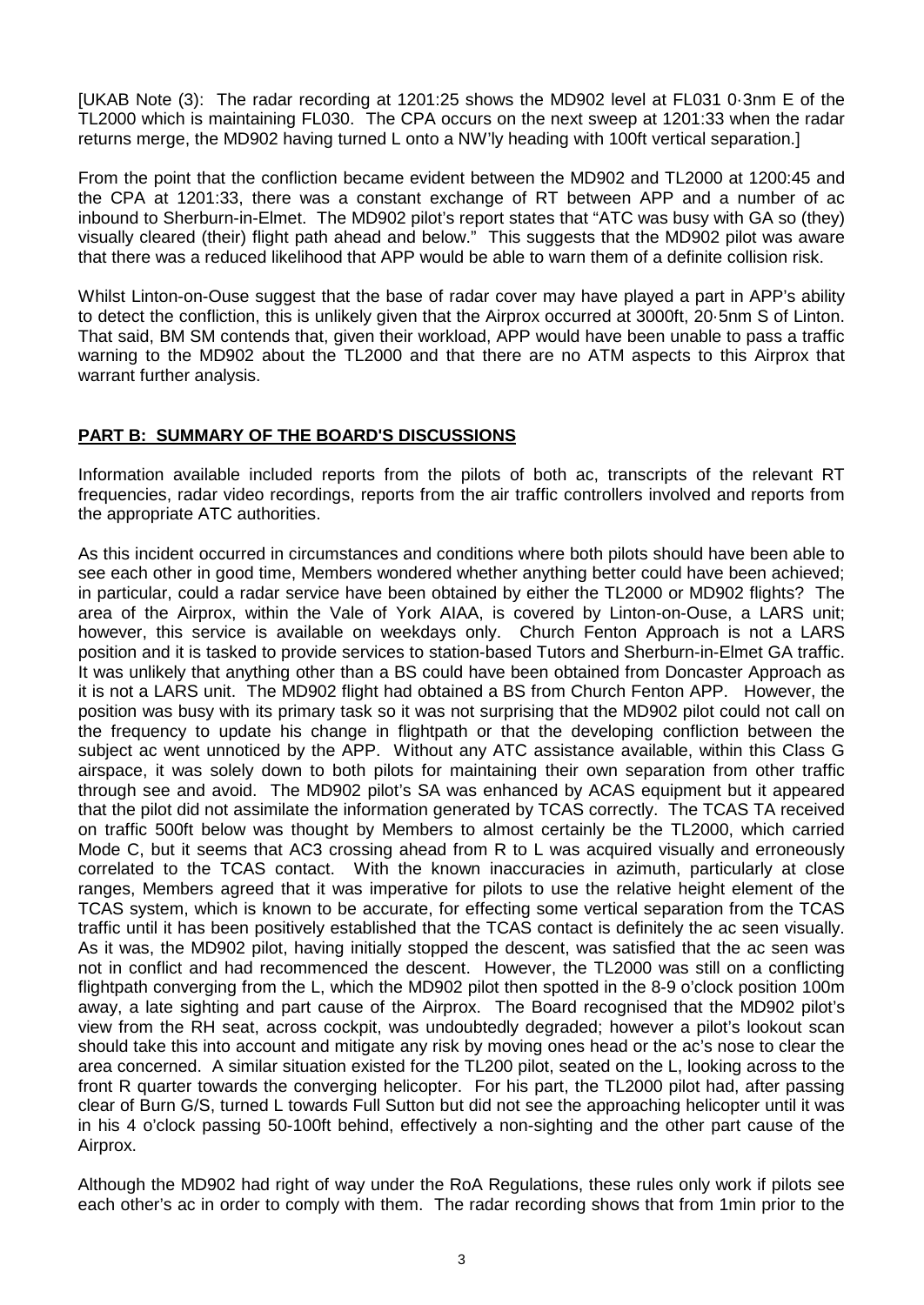[UKAB Note (3): The radar recording at 1201:25 shows the MD902 level at FL031 0·3nm E of the TL2000 which is maintaining FL030. The CPA occurs on the next sweep at 1201:33 when the radar returns merge, the MD902 having turned L onto a NW'ly heading with 100ft vertical separation.]

From the point that the confliction became evident between the MD902 and TL2000 at 1200:45 and the CPA at 1201:33, there was a constant exchange of RT between APP and a number of ac inbound to Sherburn-in-Elmet. The MD902 pilot's report states that "ATC was busy with GA so (they) visually cleared (their) flight path ahead and below." This suggests that the MD902 pilot was aware that there was a reduced likelihood that APP would be able to warn them of a definite collision risk.

Whilst Linton-on-Ouse suggest that the base of radar cover may have played a part in APP's ability to detect the confliction, this is unlikely given that the Airprox occurred at 3000ft, 20·5nm S of Linton. That said, BM SM contends that, given their workload, APP would have been unable to pass a traffic warning to the MD902 about the TL2000 and that there are no ATM aspects to this Airprox that warrant further analysis.

## PART B: SUMMARY OF THE BOARD'S DISCUSSIONS

Information available included reports from the pilots of both ac, transcripts of the relevant RT frequencies, radar video recordings, reports from the air traffic controllers involved and reports from the appropriate ATC authorities.

As this incident occurred in circumstances and conditions where both pilots should have been able to see each other in good time, Members wondered whether anything better could have been achieved; in particular, could a radar service have been obtained by either the TL2000 or MD902 flights? The area of the Airprox, within the Vale of York AIAA, is covered by Linton-on-Ouse, a LARS unit; however, this service is available on weekdays only. Church Fenton Approach is not a LARS position and it is tasked to provide services to station-based Tutors and Sherburn-in-Elmet GA traffic. It was unlikely that anything other than a BS could have been obtained from Doncaster Approach as it is not a LARS unit. The MD902 flight had obtained a BS from Church Fenton APP. However, the position was busy with its primary task so it was not surprising that the MD902 pilot could not call on the frequency to update his change in flightpath or that the developing confliction between the subject ac went unnoticed by the APP. Without any ATC assistance available, within this Class G airspace, it was solely down to both pilots for maintaining their own separation from other traffic through see and avoid. The MD902 pilot's SA was enhanced by ACAS equipment but it appeared that the pilot did not assimilate the information generated by TCAS correctly. The TCAS TA received on traffic 500ft below was thought by Members to almost certainly be the TL2000, which carried Mode C, but it seems that AC3 crossing ahead from R to L was acquired visually and erroneously correlated to the TCAS contact. With the known inaccuracies in azimuth, particularly at close ranges, Members agreed that it was imperative for pilots to use the relative height element of the TCAS system, which is known to be accurate, for effecting some vertical separation from the TCAS traffic until it has been positively established that the TCAS contact is definitely the ac seen visually. As it was, the MD902 pilot, having initially stopped the descent, was satisfied that the ac seen was not in conflict and had recommenced the descent. However, the TL2000 was still on a conflicting flightpath converging from the L, which the MD902 pilot then spotted in the 8-9 o'clock position 100m away, a late sighting and part cause of the Airprox. The Board recognised that the MD902 pilot's view from the RH seat, across cockpit, was undoubtedly degraded; however a pilot's lookout scan should take this into account and mitigate any risk by moving ones head or the ac's nose to clear the area concerned. A similar situation existed for the TL200 pilot, seated on the L, looking across to the front R quarter towards the converging helicopter. For his part, the TL2000 pilot had, after passing clear of Burn G/S, turned L towards Full Sutton but did not see the approaching helicopter until it was in his 4 o'clock passing 50-100ft behind, effectively a non-sighting and the other part cause of the Airprox.

Although the MD902 had right of way under the RoA Regulations, these rules only work if pilots see each other's ac in order to comply with them. The radar recording shows that from 1min prior to the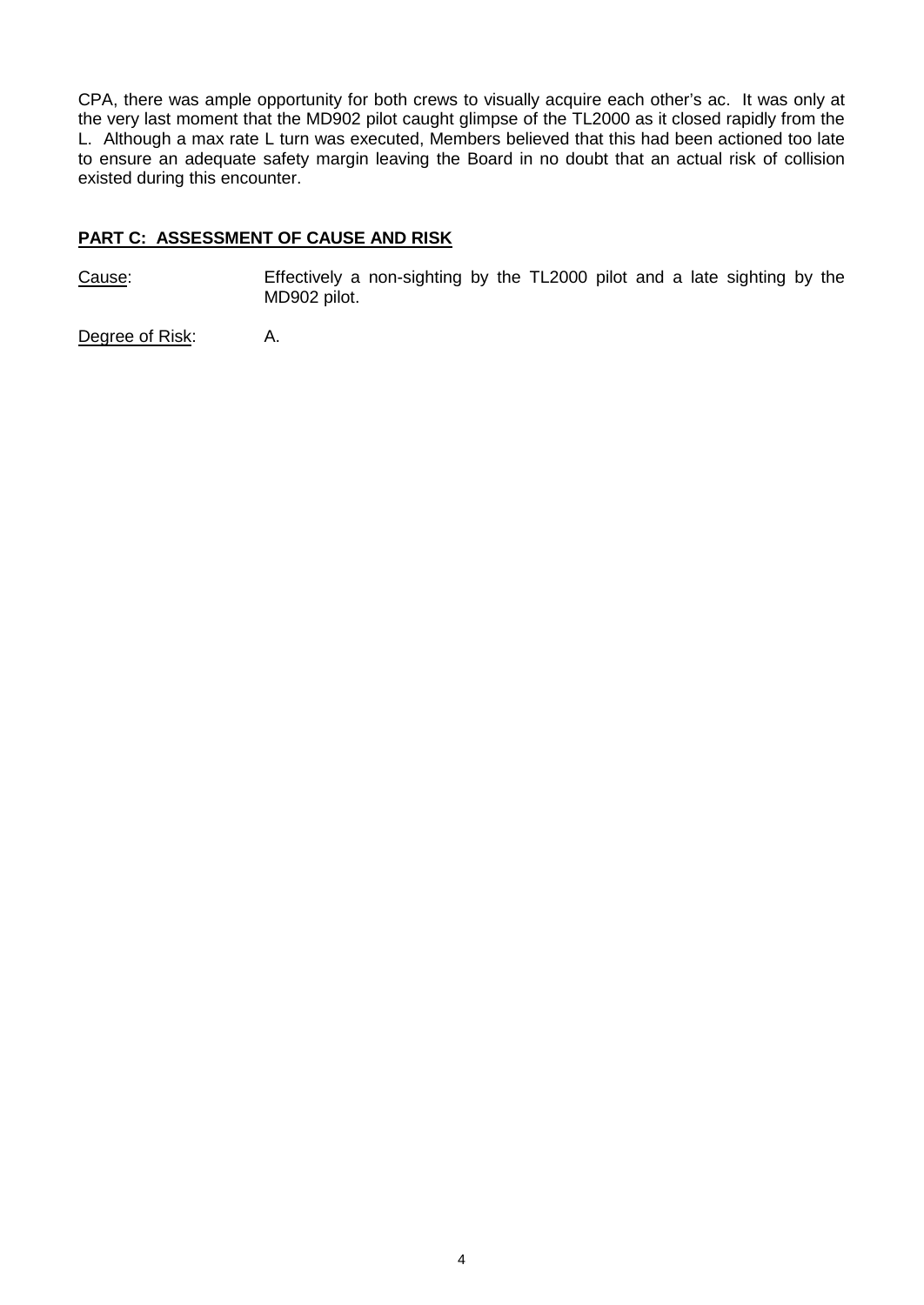CPA, there was ample opportunity for both crews to visually acquire each other's ac. It was only at the very last moment that the MD902 pilot caught glimpse of the TL2000 as it closed rapidly from the L. Although a max rate L turn was executed, Members believed that this had been actioned too late to ensure an adequate safety margin leaving the Board in no doubt that an actual risk of collision existed during this encounter.

## PART C: ASSESSMENT OF CAUSE AND RISK

Cause: Effectively a non-sighting by the TL2000 pilot and a late sighting by the MD902 pilot.

Degree of Risk: A.